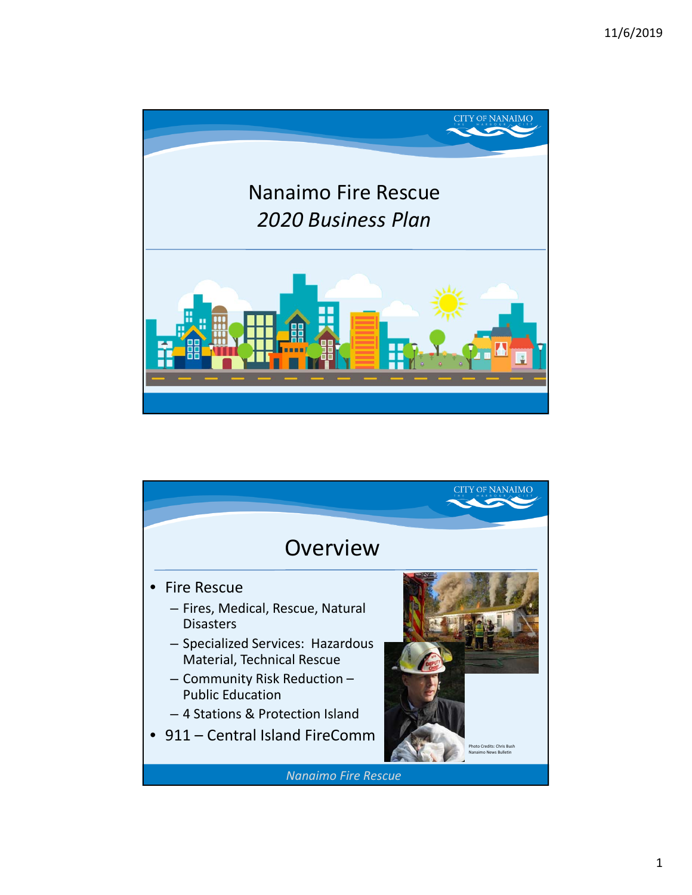# Nanaimo Fire Rescue

*2020 Business Plan*

## Overview

- Fire Rescue
  - Fires, Medical, Rescue, Natural Disasters
  - Specialized Services: Hazardous Material, Technical Rescue
  - Community Risk Reduction – Public Education
  - 4 Stations & Protection Island
- 911 – Central Island FireComm

Photo Credits: Chris Bush Nanaimo News Bulletin

*Nanaimo Fire Rescue*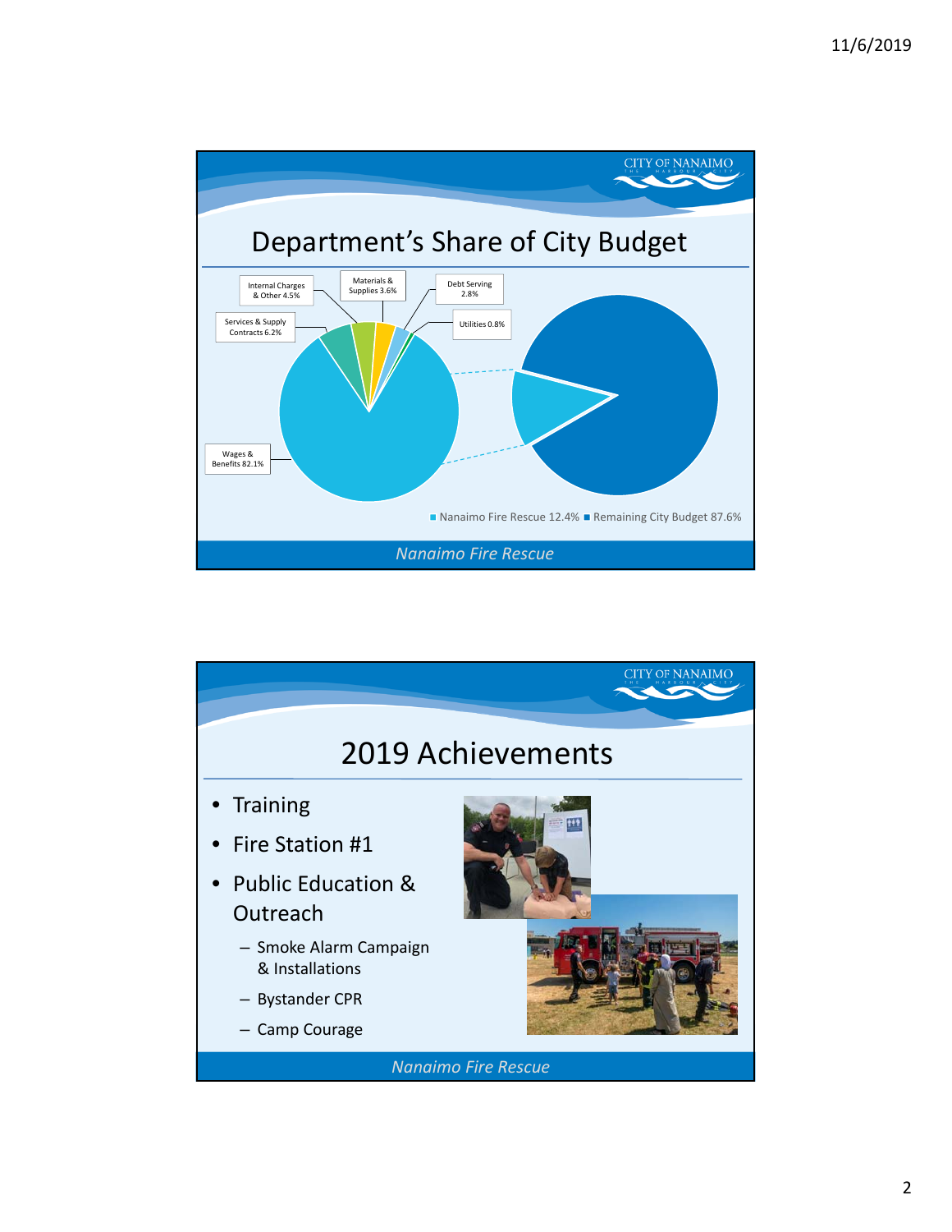## Department's Share of City Budget

- Wages & Benefits 82.1%
- Services & Supply Contracts 6.2%
- Internal Charges & Other 4.5%
- Materials & Supplies 3.6%
- Debt Serving 2.8%
- Utilities 0.8%

Nanaimo Fire Rescue 12.4% | Remaining City Budget 87.6%

*Nanaimo Fire Rescue*

## 2019 Achievements

- Training
- Fire Station #1
- Public Education & Outreach
  - Smoke Alarm Campaign & Installations
  - Bystander CPR
  - Camp Courage

*Nanaimo Fire Rescue*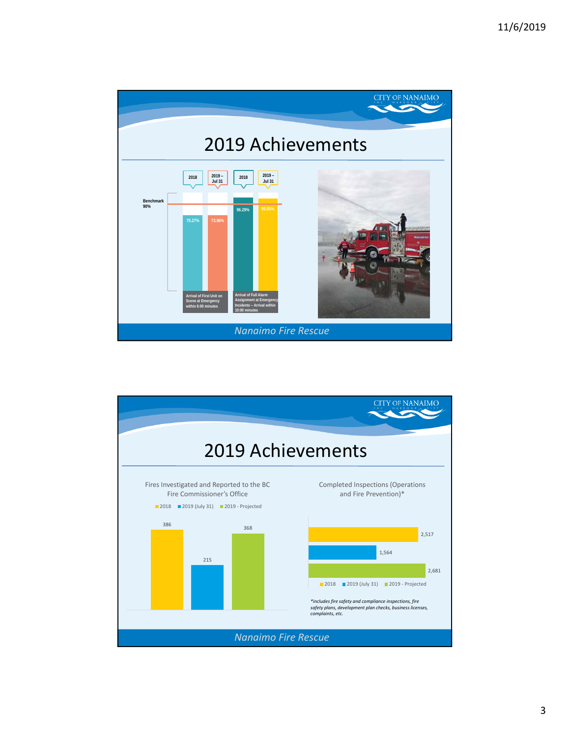## 2019 Achievements

| | 2018 | 2019 – Jul 31 | Benchmark |
|---|---|---|---|
| Arrival of First Unit on Scene at Emergency within 6:00 minutes | 75.27% | 73.96% | 90% |
| Arrival of Full Alarm Assignment at Emergency Incidents – Arrival within 10:00 minutes | 96.29% | 95.85% | 90% |

*Nanaimo Fire Rescue*

## 2019 Achievements

**Fires Investigated and Reported to the BC Fire Commissioner's Office**

| 2018 | 2019 (July 31) | 2019 - Projected |
|---|---|---|
| 386 | 215 | 368 |

**Completed Inspections (Operations and Fire Prevention)***

| 2018 | 2019 (July 31) | 2019 - Projected |
|---|---|---|
| 2,517 | 1,564 | 2,681 |

*\*includes fire safety and compliance inspections, fire safety plans, development plan checks, business licenses, complaints, etc.*

*Nanaimo Fire Rescue*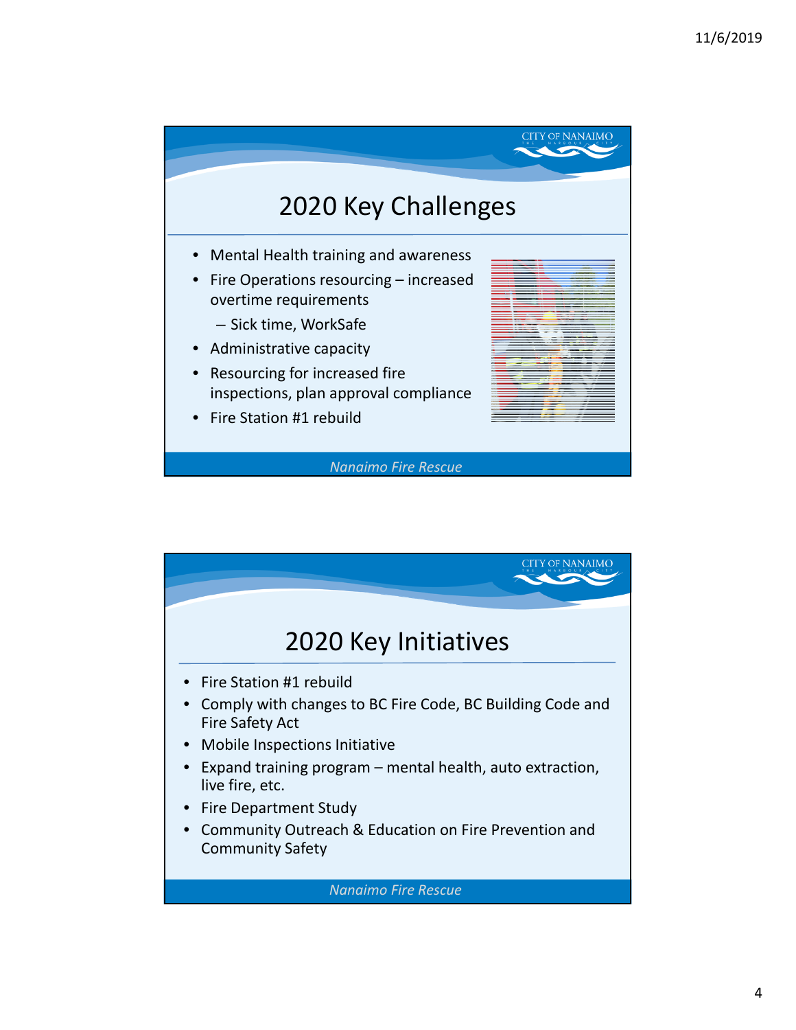## 2020 Key Challenges

- Mental Health training and awareness
- Fire Operations resourcing – increased overtime requirements
  - Sick time, WorkSafe
- Administrative capacity
- Resourcing for increased fire inspections, plan approval compliance
- Fire Station #1 rebuild

*Nanaimo Fire Rescue*

## 2020 Key Initiatives

- Fire Station #1 rebuild
- Comply with changes to BC Fire Code, BC Building Code and Fire Safety Act
- Mobile Inspections Initiative
- Expand training program – mental health, auto extraction, live fire, etc.
- Fire Department Study
- Community Outreach & Education on Fire Prevention and Community Safety

*Nanaimo Fire Rescue*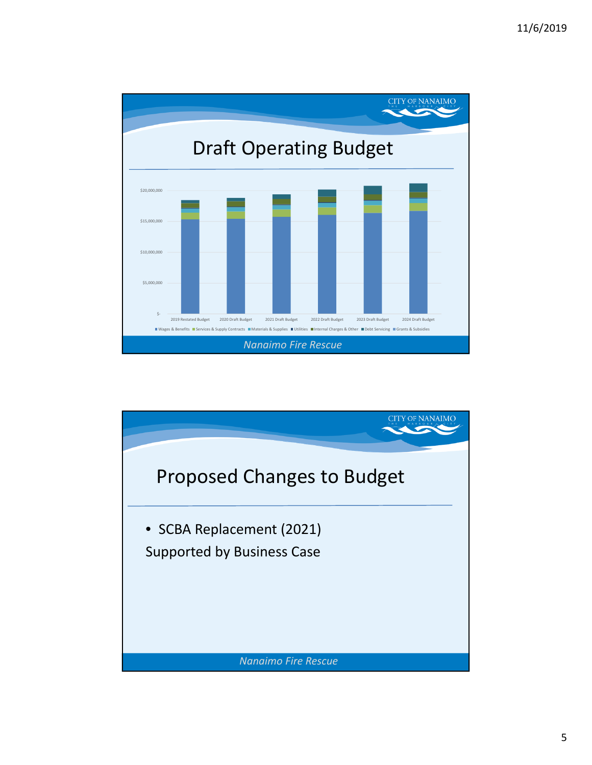## Draft Operating Budget

$20,000,000
$15,000,000
$10,000,000
$5,000,000
$-

2019 Restated Budget
2020 Draft Budget
2021 Draft Budget
2022 Draft Budget
2023 Draft Budget
2024 Draft Budget

Wages & Benefits
Services & Supply Contracts
Materials & Supplies
Utilities
Internal Charges & Other
Debt Servicing
Grants & Subsidies

*Nanaimo Fire Rescue*

## Proposed Changes to Budget

- SCBA Replacement (2021)

Supported by Business Case

*Nanaimo Fire Rescue*